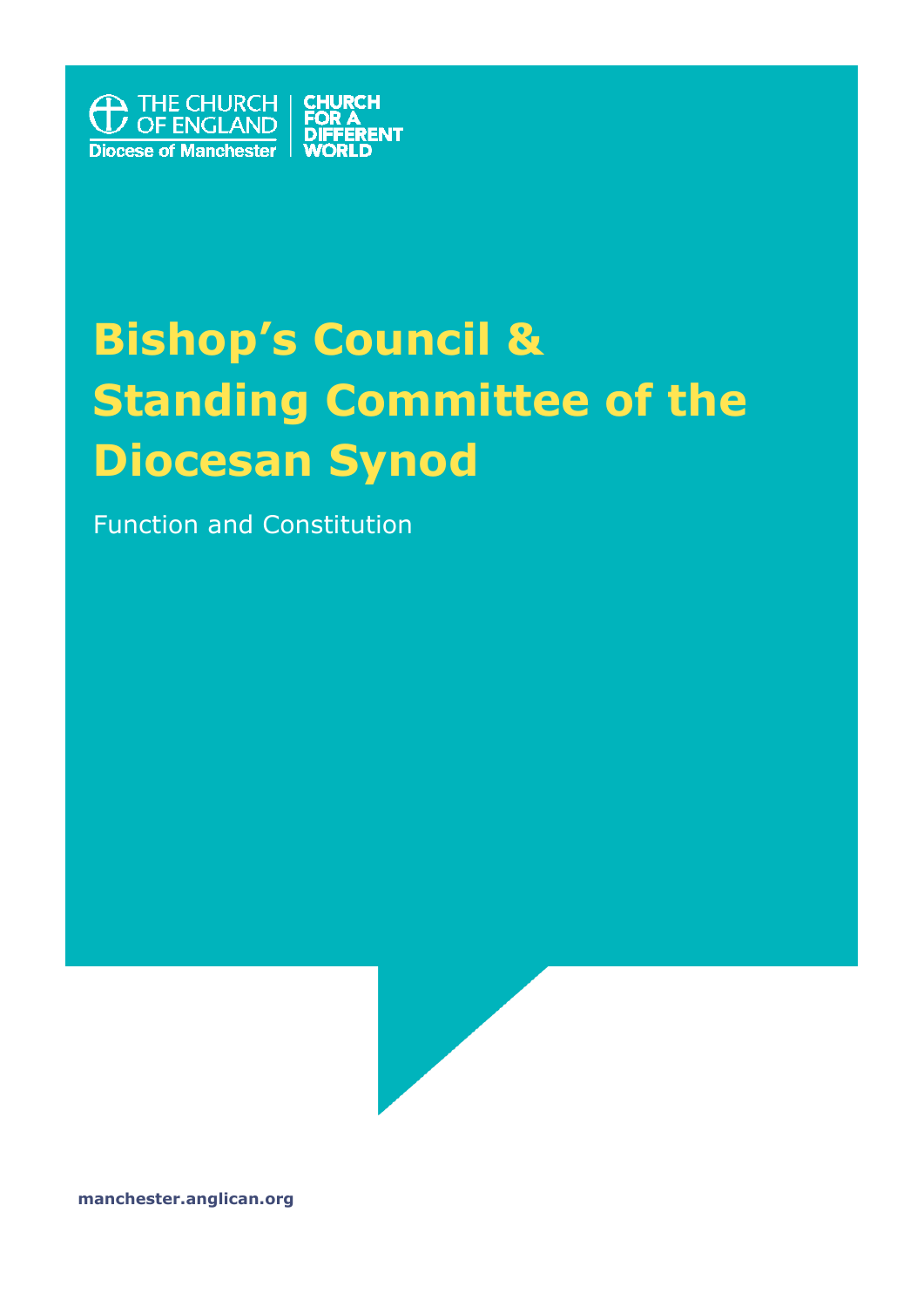THE CHURCH OF ENGLAND
Diocese of Manchester

CHURCH FOR A DIFFERENT WORLD

# Bishop's Council & Standing Committee of the Diocesan Synod

Function and Constitution

**manchester.anglican.org**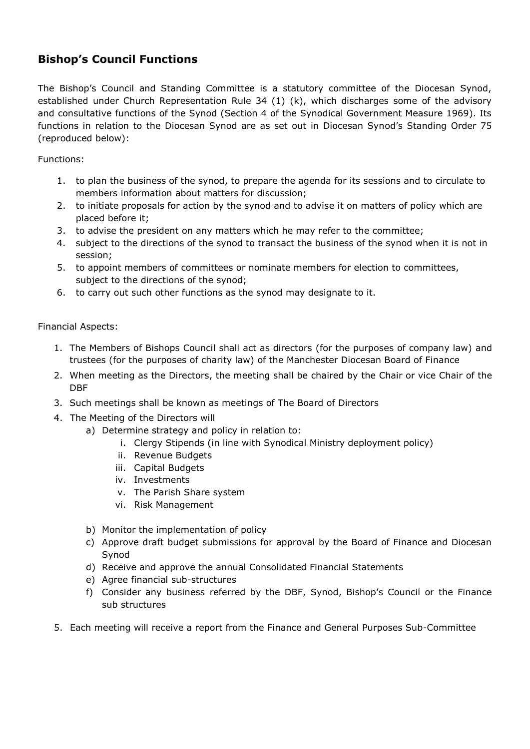## Bishop's Council Functions

The Bishop's Council and Standing Committee is a statutory committee of the Diocesan Synod, established under Church Representation Rule 34 (1) (k), which discharges some of the advisory and consultative functions of the Synod (Section 4 of the Synodical Government Measure 1969). Its functions in relation to the Diocesan Synod are as set out in Diocesan Synod's Standing Order 75 (reproduced below):

Functions:

1. to plan the business of the synod, to prepare the agenda for its sessions and to circulate to members information about matters for discussion;
2. to initiate proposals for action by the synod and to advise it on matters of policy which are placed before it;
3. to advise the president on any matters which he may refer to the committee;
4. subject to the directions of the synod to transact the business of the synod when it is not in session;
5. to appoint members of committees or nominate members for election to committees, subject to the directions of the synod;
6. to carry out such other functions as the synod may designate to it.

Financial Aspects:

1. The Members of Bishops Council shall act as directors (for the purposes of company law) and trustees (for the purposes of charity law) of the Manchester Diocesan Board of Finance
2. When meeting as the Directors, the meeting shall be chaired by the Chair or vice Chair of the DBF
3. Such meetings shall be known as meetings of The Board of Directors
4. The Meeting of the Directors will
   a) Determine strategy and policy in relation to:
      i. Clergy Stipends (in line with Synodical Ministry deployment policy)
      ii. Revenue Budgets
      iii. Capital Budgets
      iv. Investments
      v. The Parish Share system
      vi. Risk Management

   b) Monitor the implementation of policy
   c) Approve draft budget submissions for approval by the Board of Finance and Diocesan Synod
   d) Receive and approve the annual Consolidated Financial Statements
   e) Agree financial sub-structures
   f) Consider any business referred by the DBF, Synod, Bishop's Council or the Finance sub structures
5. Each meeting will receive a report from the Finance and General Purposes Sub-Committee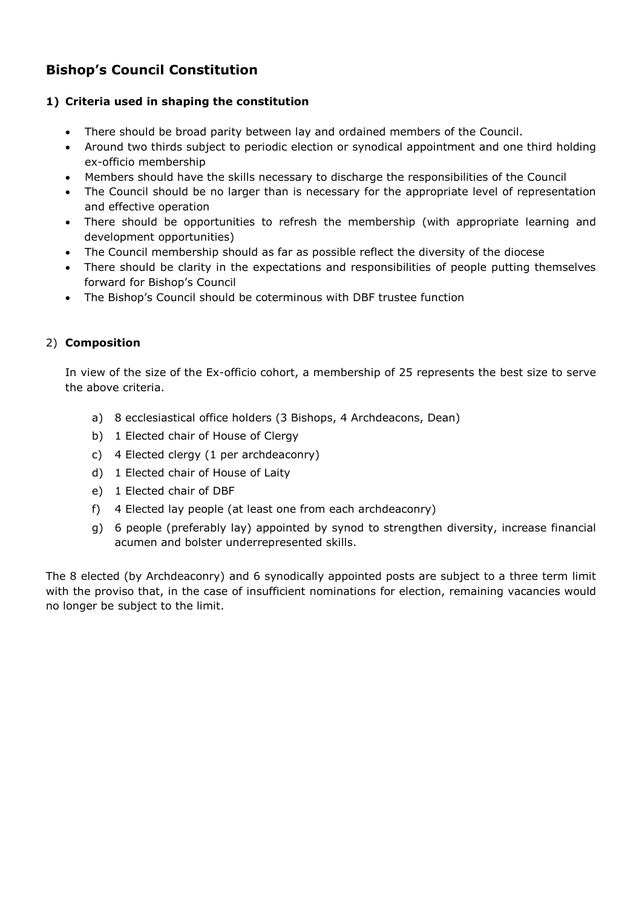# Bishop's Council Constitution

## 1) Criteria used in shaping the constitution

- There should be broad parity between lay and ordained members of the Council.
- Around two thirds subject to periodic election or synodical appointment and one third holding ex-officio membership
- Members should have the skills necessary to discharge the responsibilities of the Council
- The Council should be no larger than is necessary for the appropriate level of representation and effective operation
- There should be opportunities to refresh the membership (with appropriate learning and development opportunities)
- The Council membership should as far as possible reflect the diversity of the diocese
- There should be clarity in the expectations and responsibilities of people putting themselves forward for Bishop's Council
- The Bishop's Council should be coterminous with DBF trustee function

## 2) Composition

In view of the size of the Ex-officio cohort, a membership of 25 represents the best size to serve the above criteria.

a) 8 ecclesiastical office holders (3 Bishops, 4 Archdeacons, Dean)
b) 1 Elected chair of House of Clergy
c) 4 Elected clergy (1 per archdeaconry)
d) 1 Elected chair of House of Laity
e) 1 Elected chair of DBF
f) 4 Elected lay people (at least one from each archdeaconry)
g) 6 people (preferably lay) appointed by synod to strengthen diversity, increase financial acumen and bolster underrepresented skills.

The 8 elected (by Archdeaconry) and 6 synodically appointed posts are subject to a three term limit with the proviso that, in the case of insufficient nominations for election, remaining vacancies would no longer be subject to the limit.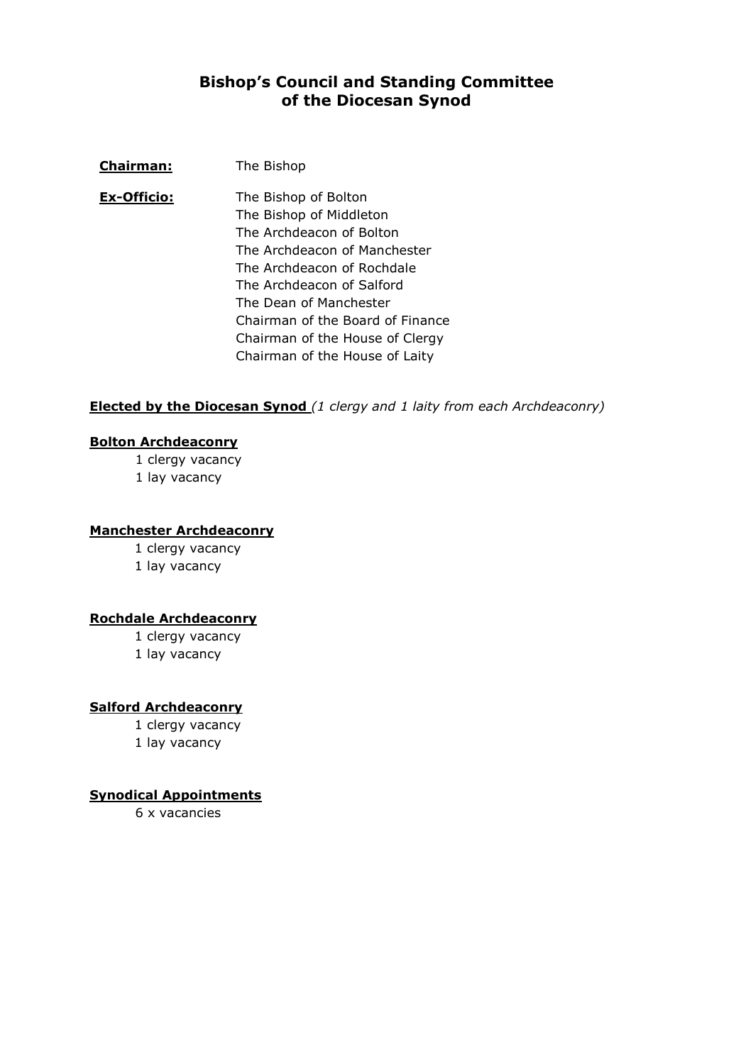## Bishop's Council and Standing Committee of the Diocesan Synod

**Chairman:** The Bishop

**Ex-Officio:**
The Bishop of Bolton
The Bishop of Middleton
The Archdeacon of Bolton
The Archdeacon of Manchester
The Archdeacon of Rochdale
The Archdeacon of Salford
The Dean of Manchester
Chairman of the Board of Finance
Chairman of the House of Clergy
Chairman of the House of Laity

**Elected by the Diocesan Synod** *(1 clergy and 1 laity from each Archdeaconry)*

**Bolton Archdeaconry**
1 clergy vacancy
1 lay vacancy

**Manchester Archdeaconry**
1 clergy vacancy
1 lay vacancy

**Rochdale Archdeaconry**
1 clergy vacancy
1 lay vacancy

**Salford Archdeaconry**
1 clergy vacancy
1 lay vacancy

**Synodical Appointments**
6 x vacancies